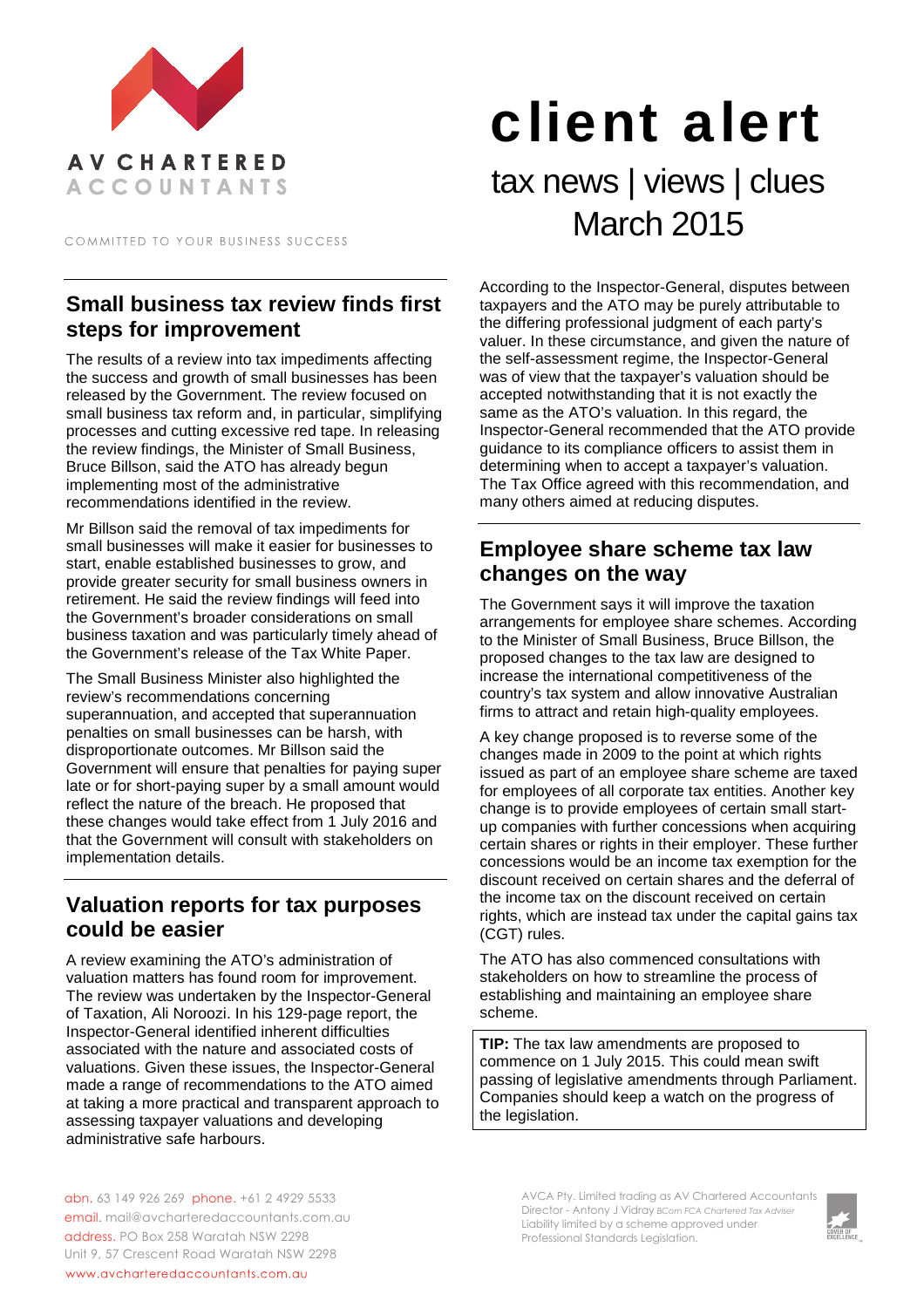AV CHARTERED ACCOUNTANTS

COMMITTED TO YOUR BUSINESS SUCCESS

# client alert

tax news | views | clues
March 2015

## Small business tax review finds first steps for improvement

The results of a review into tax impediments affecting the success and growth of small businesses has been released by the Government. The review focused on small business tax reform and, in particular, simplifying processes and cutting excessive red tape. In releasing the review findings, the Minister of Small Business, Bruce Billson, said the ATO has already begun implementing most of the administrative recommendations identified in the review.

Mr Billson said the removal of tax impediments for small businesses will make it easier for businesses to start, enable established businesses to grow, and provide greater security for small business owners in retirement. He said the review findings will feed into the Government's broader considerations on small business taxation and was particularly timely ahead of the Government's release of the Tax White Paper.

The Small Business Minister also highlighted the review's recommendations concerning superannuation, and accepted that superannuation penalties on small businesses can be harsh, with disproportionate outcomes. Mr Billson said the Government will ensure that penalties for paying super late or for short-paying super by a small amount would reflect the nature of the breach. He proposed that these changes would take effect from 1 July 2016 and that the Government will consult with stakeholders on implementation details.

## Valuation reports for tax purposes could be easier

A review examining the ATO's administration of valuation matters has found room for improvement. The review was undertaken by the Inspector-General of Taxation, Ali Noroozi. In his 129-page report, the Inspector-General identified inherent difficulties associated with the nature and associated costs of valuations. Given these issues, the Inspector-General made a range of recommendations to the ATO aimed at taking a more practical and transparent approach to assessing taxpayer valuations and developing administrative safe harbours.

According to the Inspector-General, disputes between taxpayers and the ATO may be purely attributable to the differing professional judgment of each party's valuer. In these circumstance, and given the nature of the self-assessment regime, the Inspector-General was of view that the taxpayer's valuation should be accepted notwithstanding that it is not exactly the same as the ATO's valuation. In this regard, the Inspector-General recommended that the ATO provide guidance to its compliance officers to assist them in determining when to accept a taxpayer's valuation. The Tax Office agreed with this recommendation, and many others aimed at reducing disputes.

## Employee share scheme tax law changes on the way

The Government says it will improve the taxation arrangements for employee share schemes. According to the Minister of Small Business, Bruce Billson, the proposed changes to the tax law are designed to increase the international competitiveness of the country's tax system and allow innovative Australian firms to attract and retain high-quality employees.

A key change proposed is to reverse some of the changes made in 2009 to the point at which rights issued as part of an employee share scheme are taxed for employees of all corporate tax entities. Another key change is to provide employees of certain small start-up companies with further concessions when acquiring certain shares or rights in their employer. These further concessions would be an income tax exemption for the discount received on certain shares and the deferral of the income tax on the discount received on certain rights, which are instead tax under the capital gains tax (CGT) rules.

The ATO has also commenced consultations with stakeholders on how to streamline the process of establishing and maintaining an employee share scheme.

**TIP:** The tax law amendments are proposed to commence on 1 July 2015. This could mean swift passing of legislative amendments through Parliament. Companies should keep a watch on the progress of the legislation.

abn. 63 149 926 269 phone. +61 2 4929 5533
email. mail@avcharteredaccountants.com.au
address. PO Box 258 Waratah NSW 2298
Unit 9, 57 Crescent Road Waratah NSW 2298
www.avcharteredaccountants.com.au

AVCA Pty. Limited trading as AV Chartered Accountants
Director - Antony J Vidray *BCom FCA Chartered Tax Adviser*
Liability limited by a scheme approved under Professional Standards Legislation.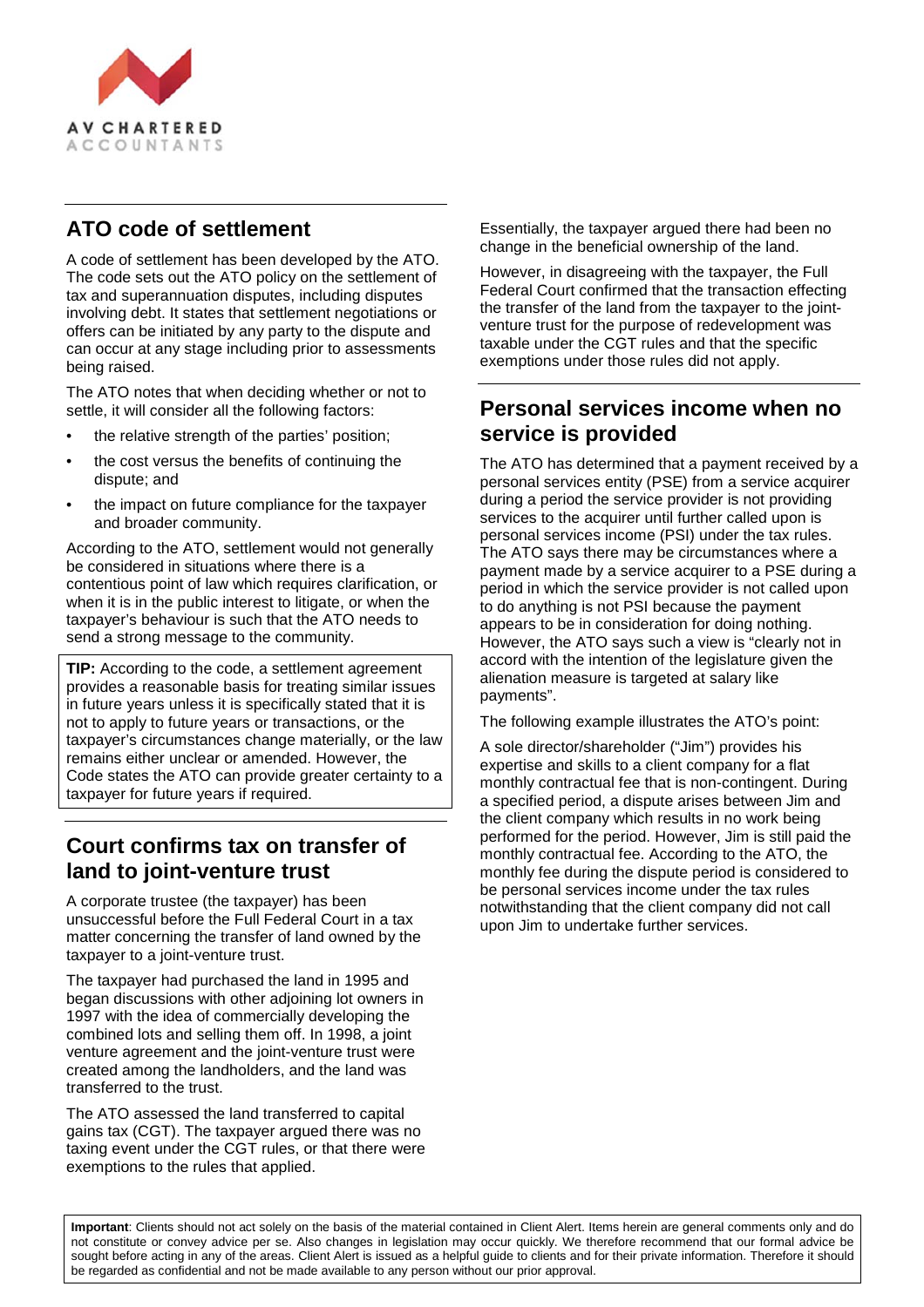AV CHARTERED ACCOUNTANTS

## ATO code of settlement

A code of settlement has been developed by the ATO. The code sets out the ATO policy on the settlement of tax and superannuation disputes, including disputes involving debt. It states that settlement negotiations or offers can be initiated by any party to the dispute and can occur at any stage including prior to assessments being raised.

The ATO notes that when deciding whether or not to settle, it will consider all the following factors:

- the relative strength of the parties' position;
- the cost versus the benefits of continuing the dispute; and
- the impact on future compliance for the taxpayer and broader community.

According to the ATO, settlement would not generally be considered in situations where there is a contentious point of law which requires clarification, or when it is in the public interest to litigate, or when the taxpayer's behaviour is such that the ATO needs to send a strong message to the community.

**TIP:** According to the code, a settlement agreement provides a reasonable basis for treating similar issues in future years unless it is specifically stated that it is not to apply to future years or transactions, or the taxpayer's circumstances change materially, or the law remains either unclear or amended. However, the Code states the ATO can provide greater certainty to a taxpayer for future years if required.

## Court confirms tax on transfer of land to joint-venture trust

A corporate trustee (the taxpayer) has been unsuccessful before the Full Federal Court in a tax matter concerning the transfer of land owned by the taxpayer to a joint-venture trust.

The taxpayer had purchased the land in 1995 and began discussions with other adjoining lot owners in 1997 with the idea of commercially developing the combined lots and selling them off. In 1998, a joint venture agreement and the joint-venture trust were created among the landholders, and the land was transferred to the trust.

The ATO assessed the land transferred to capital gains tax (CGT). The taxpayer argued there was no taxing event under the CGT rules, or that there were exemptions to the rules that applied.

Essentially, the taxpayer argued there had been no change in the beneficial ownership of the land.

However, in disagreeing with the taxpayer, the Full Federal Court confirmed that the transaction effecting the transfer of the land from the taxpayer to the joint-venture trust for the purpose of redevelopment was taxable under the CGT rules and that the specific exemptions under those rules did not apply.

## Personal services income when no service is provided

The ATO has determined that a payment received by a personal services entity (PSE) from a service acquirer during a period the service provider is not providing services to the acquirer until further called upon is personal services income (PSI) under the tax rules. The ATO says there may be circumstances where a payment made by a service acquirer to a PSE during a period in which the service provider is not called upon to do anything is not PSI because the payment appears to be in consideration for doing nothing. However, the ATO says such a view is "clearly not in accord with the intention of the legislature given the alienation measure is targeted at salary like payments".

The following example illustrates the ATO's point:

A sole director/shareholder ("Jim") provides his expertise and skills to a client company for a flat monthly contractual fee that is non-contingent. During a specified period, a dispute arises between Jim and the client company which results in no work being performed for the period. However, Jim is still paid the monthly contractual fee. According to the ATO, the monthly fee during the dispute period is considered to be personal services income under the tax rules notwithstanding that the client company did not call upon Jim to undertake further services.

**Important**: Clients should not act solely on the basis of the material contained in Client Alert. Items herein are general comments only and do not constitute or convey advice per se. Also changes in legislation may occur quickly. We therefore recommend that our formal advice be sought before acting in any of the areas. Client Alert is issued as a helpful guide to clients and for their private information. Therefore it should be regarded as confidential and not be made available to any person without our prior approval.